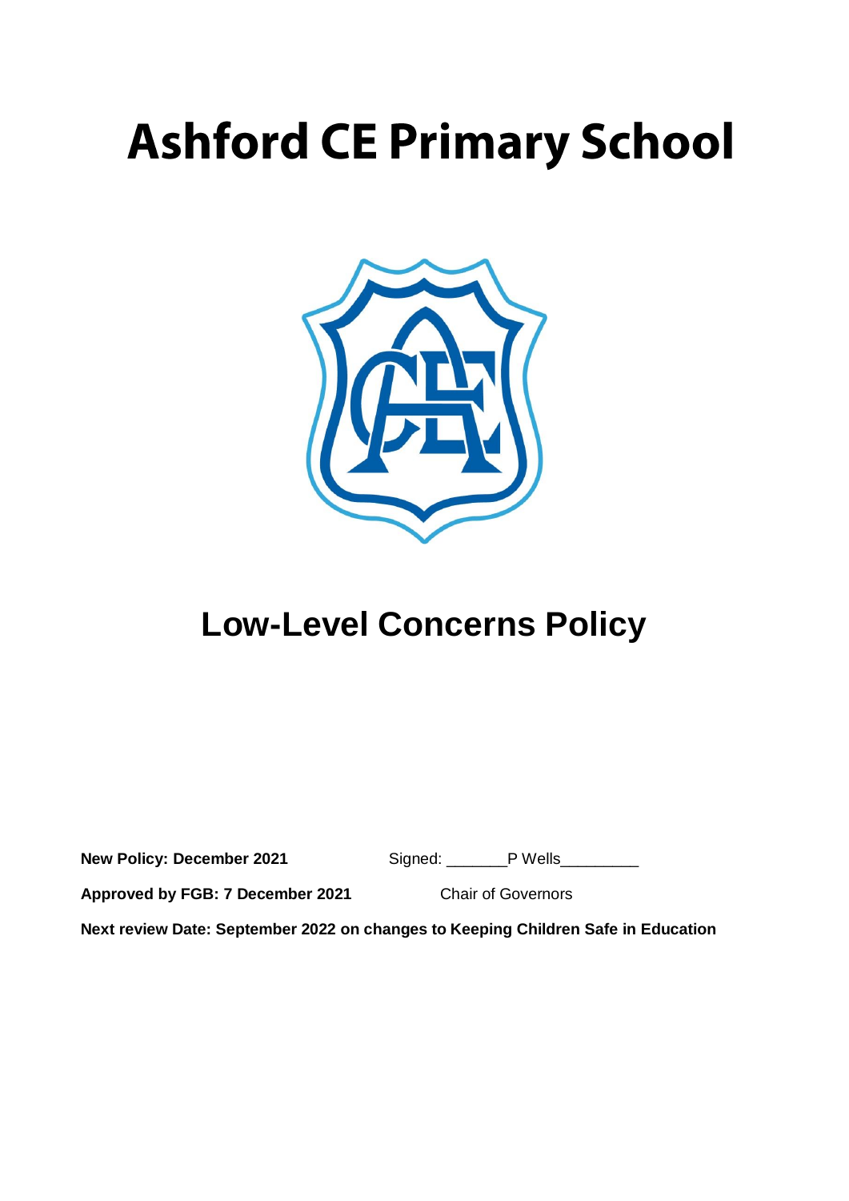# Ashford CE Primary School

## Low-Level Concerns Policy

**New Policy: December 2021** Signed: _______P Wells_________

**Approved by FGB: 7 December 2021** Chair of Governors

**Next review Date: September 2022 on changes to Keeping Children Safe in Education**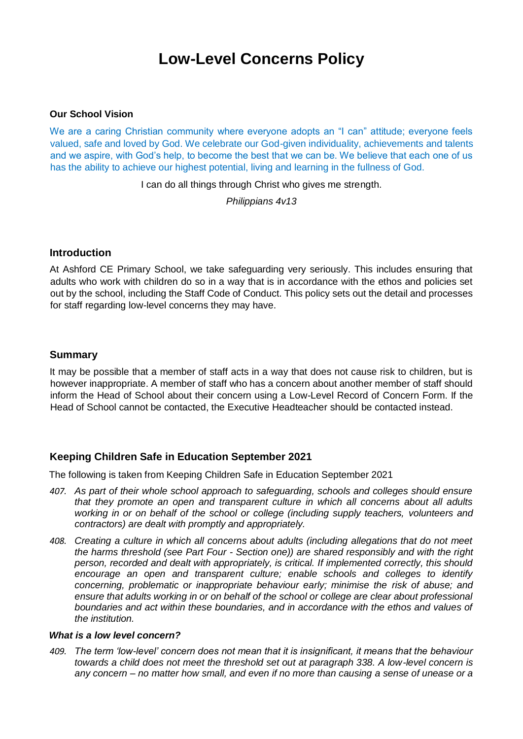# Low-Level Concerns Policy

**Our School Vision**

We are a caring Christian community where everyone adopts an "I can" attitude; everyone feels valued, safe and loved by God. We celebrate our God-given individuality, achievements and talents and we aspire, with God's help, to become the best that we can be. We believe that each one of us has the ability to achieve our highest potential, living and learning in the fullness of God.

I can do all things through Christ who gives me strength.

*Philippians 4v13*

## Introduction

At Ashford CE Primary School, we take safeguarding very seriously. This includes ensuring that adults who work with children do so in a way that is in accordance with the ethos and policies set out by the school, including the Staff Code of Conduct. This policy sets out the detail and processes for staff regarding low-level concerns they may have.

## Summary

It may be possible that a member of staff acts in a way that does not cause risk to children, but is however inappropriate. A member of staff who has a concern about another member of staff should inform the Head of School about their concern using a Low-Level Record of Concern Form. If the Head of School cannot be contacted, the Executive Headteacher should be contacted instead.

## Keeping Children Safe in Education September 2021

The following is taken from Keeping Children Safe in Education September 2021

*407. As part of their whole school approach to safeguarding, schools and colleges should ensure that they promote an open and transparent culture in which all concerns about all adults working in or on behalf of the school or college (including supply teachers, volunteers and contractors) are dealt with promptly and appropriately.*

*408. Creating a culture in which all concerns about adults (including allegations that do not meet the harms threshold (see Part Four - Section one)) are shared responsibly and with the right person, recorded and dealt with appropriately, is critical. If implemented correctly, this should encourage an open and transparent culture; enable schools and colleges to identify concerning, problematic or inappropriate behaviour early; minimise the risk of abuse; and ensure that adults working in or on behalf of the school or college are clear about professional boundaries and act within these boundaries, and in accordance with the ethos and values of the institution.*

***What is a low level concern?***

*409. The term 'low-level' concern does not mean that it is insignificant, it means that the behaviour towards a child does not meet the threshold set out at paragraph 338. A low-level concern is any concern – no matter how small, and even if no more than causing a sense of unease or a*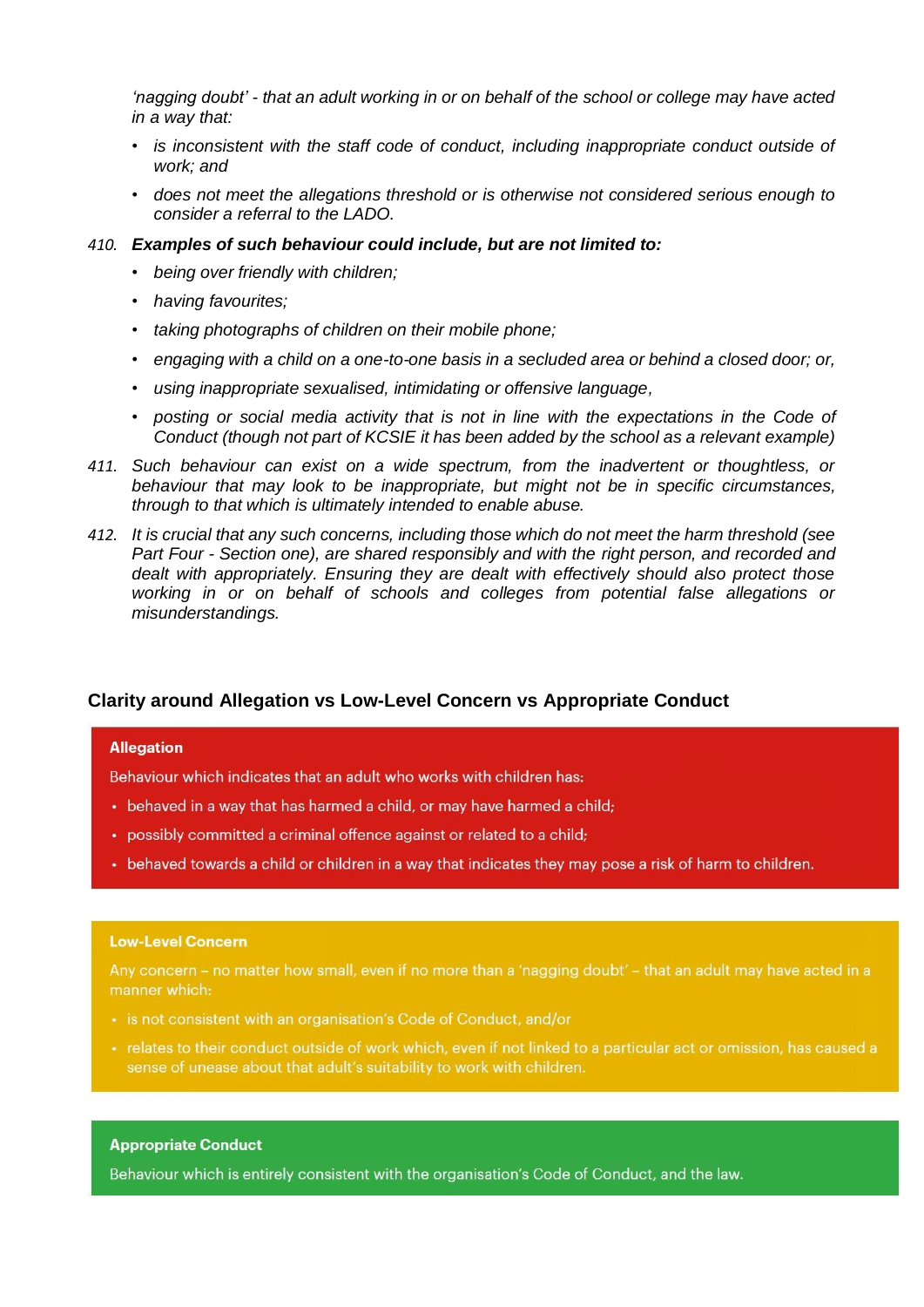*'nagging doubt' - that an adult working in or on behalf of the school or college may have acted in a way that:*

- *is inconsistent with the staff code of conduct, including inappropriate conduct outside of work; and*
- *does not meet the allegations threshold or is otherwise not considered serious enough to consider a referral to the LADO.*

410. ***Examples of such behaviour could include, but are not limited to:***

- *being over friendly with children;*
- *having favourites;*
- *taking photographs of children on their mobile phone;*
- *engaging with a child on a one-to-one basis in a secluded area or behind a closed door; or,*
- *using inappropriate sexualised, intimidating or offensive language,*
- *posting or social media activity that is not in line with the expectations in the Code of Conduct (though not part of KCSIE it has been added by the school as a relevant example)*

411. *Such behaviour can exist on a wide spectrum, from the inadvertent or thoughtless, or behaviour that may look to be inappropriate, but might not be in specific circumstances, through to that which is ultimately intended to enable abuse.*

412. *It is crucial that any such concerns, including those which do not meet the harm threshold (see Part Four - Section one), are shared responsibly and with the right person, and recorded and dealt with appropriately. Ensuring they are dealt with effectively should also protect those working in or on behalf of schools and colleges from potential false allegations or misunderstandings.*

## Clarity around Allegation vs Low-Level Concern vs Appropriate Conduct

**Allegation**

Behaviour which indicates that an adult who works with children has:

- behaved in a way that has harmed a child, or may have harmed a child;
- possibly committed a criminal offence against or related to a child;
- behaved towards a child or children in a way that indicates they may pose a risk of harm to children.

**Low-Level Concern**

Any concern – no matter how small, even if no more than a 'nagging doubt' – that an adult may have acted in a manner which:

- is not consistent with an organisation's Code of Conduct, and/or
- relates to their conduct outside of work which, even if not linked to a particular act or omission, has caused a sense of unease about that adult's suitability to work with children.

**Appropriate Conduct**

Behaviour which is entirely consistent with the organisation's Code of Conduct, and the law.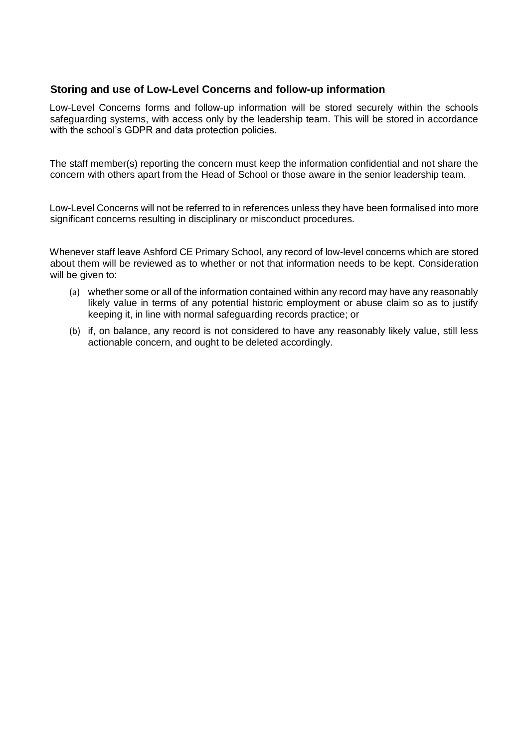### Storing and use of Low-Level Concerns and follow-up information

Low-Level Concerns forms and follow-up information will be stored securely within the schools safeguarding systems, with access only by the leadership team. This will be stored in accordance with the school's GDPR and data protection policies.

The staff member(s) reporting the concern must keep the information confidential and not share the concern with others apart from the Head of School or those aware in the senior leadership team.

Low-Level Concerns will not be referred to in references unless they have been formalised into more significant concerns resulting in disciplinary or misconduct procedures.

Whenever staff leave Ashford CE Primary School, any record of low-level concerns which are stored about them will be reviewed as to whether or not that information needs to be kept. Consideration will be given to:

(a) whether some or all of the information contained within any record may have any reasonably likely value in terms of any potential historic employment or abuse claim so as to justify keeping it, in line with normal safeguarding records practice; or

(b) if, on balance, any record is not considered to have any reasonably likely value, still less actionable concern, and ought to be deleted accordingly.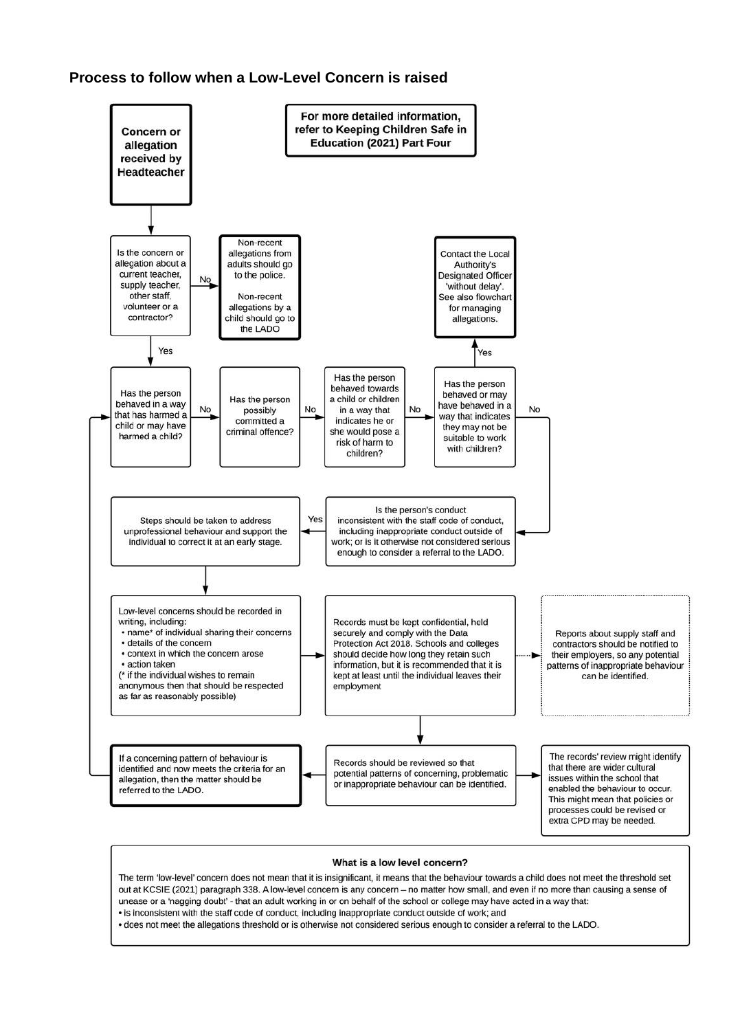## Process to follow when a Low-Level Concern is raised

**For more detailed information, refer to Keeping Children Safe in Education (2021) Part Four**

**Concern or allegation received by Headteacher**

Is the concern or allegation about a current teacher, supply teacher, other staff, volunteer or a contractor?

- No → Non-recent allegations from adults should go to the police. Non-recent allegations by a child should go to the LADO
- Yes → Has the person behaved in a way that has harmed a child or may have harmed a child?

Has the person behaved in a way that has harmed a child or may have harmed a child?

- No → Has the person possibly committed a criminal offence?

Has the person possibly committed a criminal offence?

- No → Has the person behaved towards a child or children in a way that indicates he or she would pose a risk of harm to children?

Has the person behaved towards a child or children in a way that indicates he or she would pose a risk of harm to children?

- No → Has the person behaved or may have behaved in a way that indicates they may not be suitable to work with children?

Has the person behaved or may have behaved in a way that indicates they may not be suitable to work with children?

- Yes → Contact the Local Authority's Designated Officer 'without delay'. See also flowchart for managing allegations.
- No → Is the person's conduct inconsistent with the staff code of conduct, including inappropriate conduct outside of work; or is it otherwise not considered serious enough to consider a referral to the LADO.

Is the person's conduct inconsistent with the staff code of conduct, including inappropriate conduct outside of work; or is it otherwise not considered serious enough to consider a referral to the LADO.

- Yes → Steps should be taken to address unprofessional behaviour and support the individual to correct it at an early stage.

Steps should be taken to address unprofessional behaviour and support the individual to correct it at an early stage. → Low-level concerns should be recorded in writing, including:

- name* of individual sharing their concerns
- details of the concern
- context in which the concern arose
- action taken

(* if the individual wishes to remain anonymous then that should be respected as far as reasonably possible)

→ Records must be kept confidential, held securely and comply with the Data Protection Act 2018. Schools and colleges should decide how long they retain such information, but it is recommended that it is kept at least until the individual leaves their employment

→ Reports about supply staff and contractors should be notified to their employers, so any potential patterns of inappropriate behaviour can be identified.

→ Records should be reviewed so that potential patterns of concerning, problematic or inappropriate behaviour can be identified.

- → If a concerning pattern of behaviour is identified and now meets the criteria for an allegation, then the matter should be referred to the LADO. (→ back to: Has the person behaved in a way that has harmed a child or may have harmed a child?)
- → The records' review might identify that there are wider cultural issues within the school that enabled the behaviour to occur. This might mean that policies or processes could be revised or extra CPD may be needed.

### What is a low level concern?

The term 'low-level' concern does not mean that it is insignificant, it means that the behaviour towards a child does not meet the threshold set out at KCSIE (2021) paragraph 338. A low-level concern is any concern – no matter how small, and even if no more than causing a sense of unease or a 'nagging doubt' - that an adult working in or on behalf of the school or college may have acted in a way that:

- is inconsistent with the staff code of conduct, including inappropriate conduct outside of work; and
- does not meet the allegations threshold or is otherwise not considered serious enough to consider a referral to the LADO.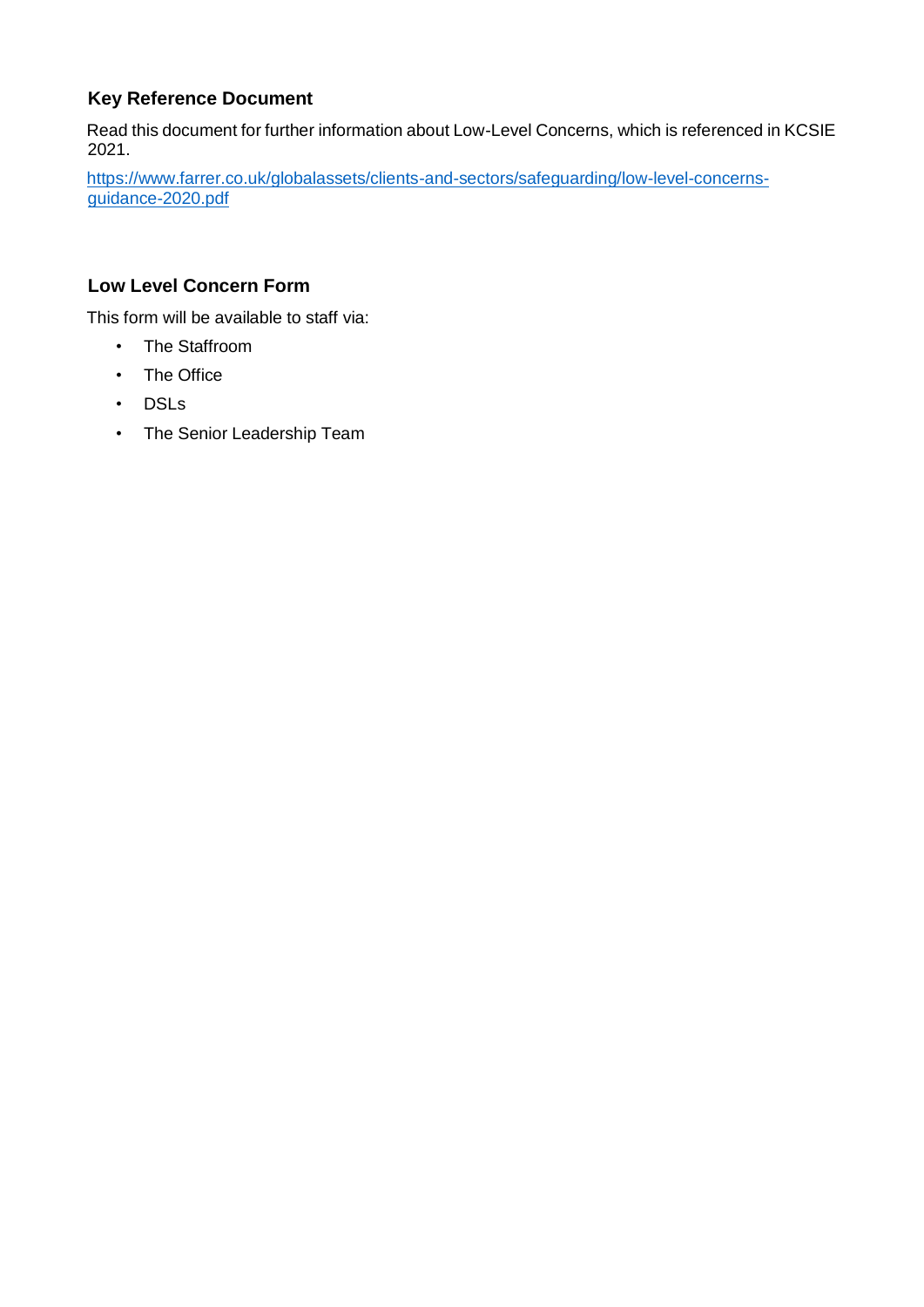### Key Reference Document

Read this document for further information about Low-Level Concerns, which is referenced in KCSIE 2021.

[https://www.farrer.co.uk/globalassets/clients-and-sectors/safeguarding/low-level-concerns-guidance-2020.pdf](https://www.farrer.co.uk/globalassets/clients-and-sectors/safeguarding/low-level-concerns-guidance-2020.pdf)

### Low Level Concern Form

This form will be available to staff via:

- The Staffroom
- The Office
- DSLs
- The Senior Leadership Team